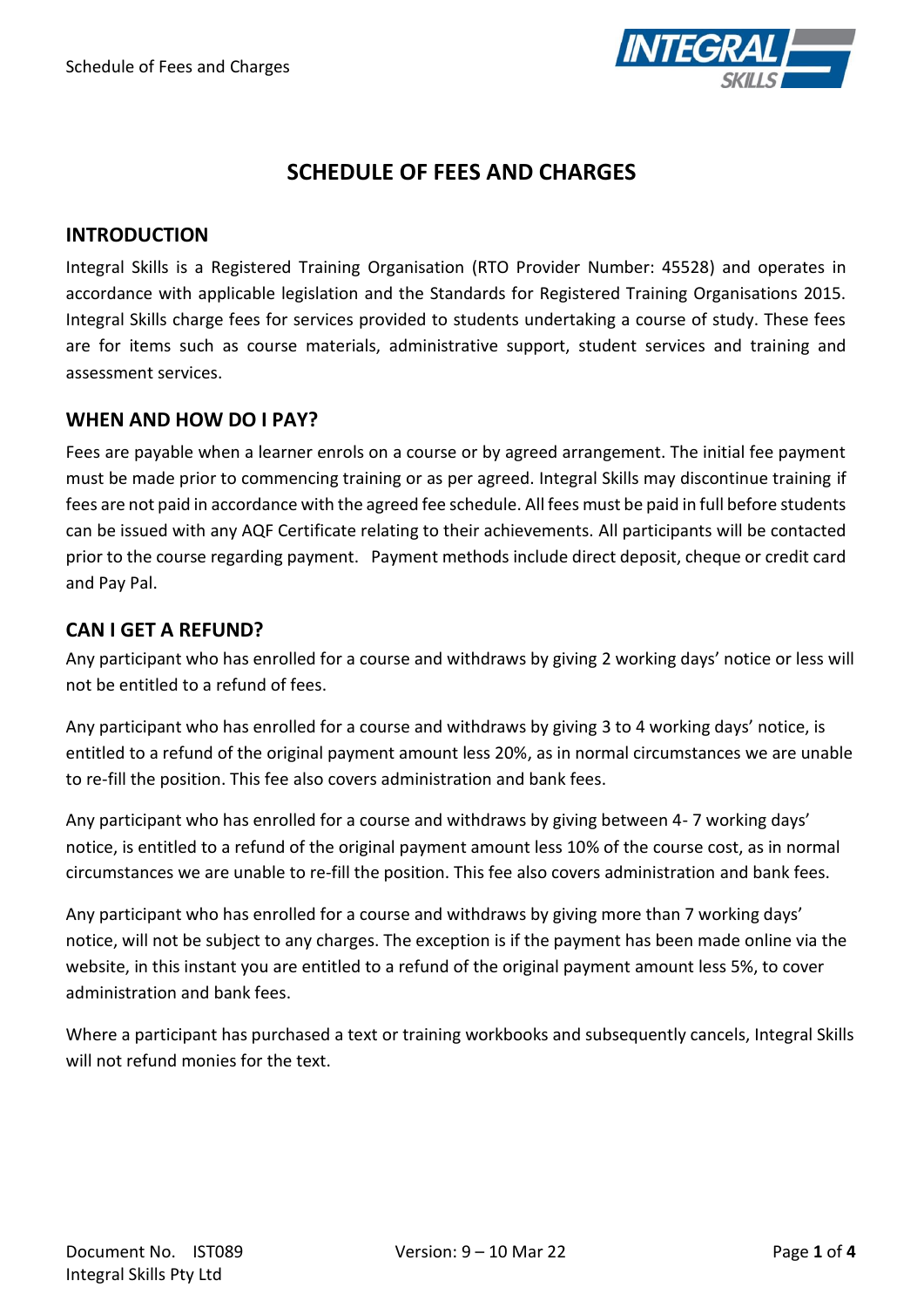# SCHEDULE OF FEES AND CHARGES

## INTRODUCTION

Integral Skills is a Registered Training Organisation (RTO Provider Number: 45528) and operates in accordance with applicable legislation and the Standards for Registered Training Organisations 2015. Integral Skills charge fees for services provided to students undertaking a course of study. These fees are for items such as course materials, administrative support, student services and training and assessment services.

## WHEN AND HOW DO I PAY?

Fees are payable when a learner enrols on a course or by agreed arrangement. The initial fee payment must be made prior to commencing training or as per agreed. Integral Skills may discontinue training if fees are not paid in accordance with the agreed fee schedule. All fees must be paid in full before students can be issued with any AQF Certificate relating to their achievements. All participants will be contacted prior to the course regarding payment. Payment methods include direct deposit, cheque or credit card and Pay Pal.

## CAN I GET A REFUND?

Any participant who has enrolled for a course and withdraws by giving 2 working days' notice or less will not be entitled to a refund of fees.

Any participant who has enrolled for a course and withdraws by giving 3 to 4 working days' notice, is entitled to a refund of the original payment amount less 20%, as in normal circumstances we are unable to re-fill the position. This fee also covers administration and bank fees.

Any participant who has enrolled for a course and withdraws by giving between 4- 7 working days' notice, is entitled to a refund of the original payment amount less 10% of the course cost, as in normal circumstances we are unable to re-fill the position. This fee also covers administration and bank fees.

Any participant who has enrolled for a course and withdraws by giving more than 7 working days' notice, will not be subject to any charges. The exception is if the payment has been made online via the website, in this instant you are entitled to a refund of the original payment amount less 5%, to cover administration and bank fees.

Where a participant has purchased a text or training workbooks and subsequently cancels, Integral Skills will not refund monies for the text.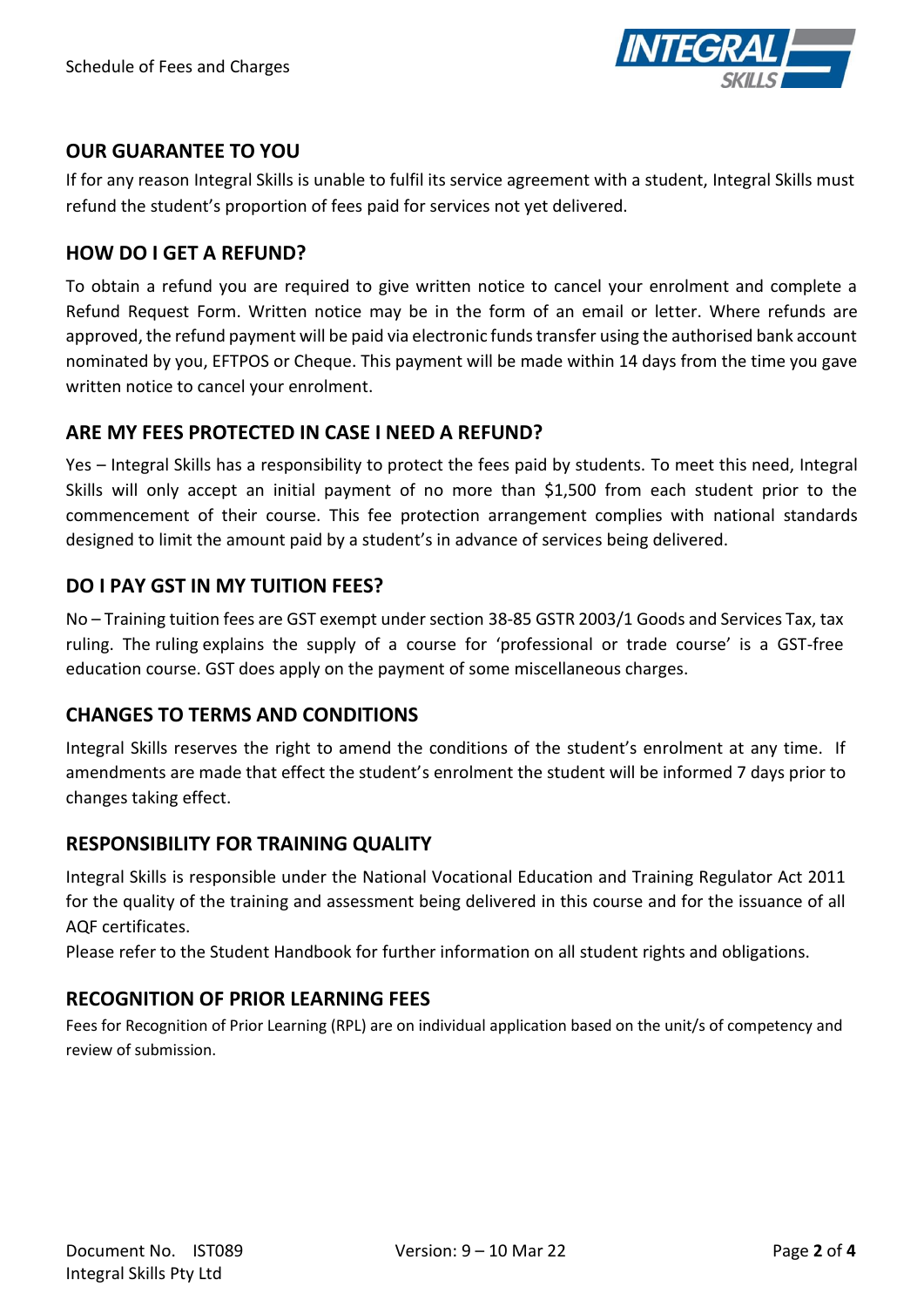## OUR GUARANTEE TO YOU

If for any reason Integral Skills is unable to fulfil its service agreement with a student, Integral Skills must refund the student's proportion of fees paid for services not yet delivered.

## HOW DO I GET A REFUND?

To obtain a refund you are required to give written notice to cancel your enrolment and complete a Refund Request Form. Written notice may be in the form of an email or letter. Where refunds are approved, the refund payment will be paid via electronic funds transfer using the authorised bank account nominated by you, EFTPOS or Cheque. This payment will be made within 14 days from the time you gave written notice to cancel your enrolment.

## ARE MY FEES PROTECTED IN CASE I NEED A REFUND?

Yes – Integral Skills has a responsibility to protect the fees paid by students. To meet this need, Integral Skills will only accept an initial payment of no more than $1,500 from each student prior to the commencement of their course. This fee protection arrangement complies with national standards designed to limit the amount paid by a student's in advance of services being delivered.

## DO I PAY GST IN MY TUITION FEES?

No – Training tuition fees are GST exempt under section 38-85 GSTR 2003/1 Goods and Services Tax, tax ruling. The ruling explains the supply of a course for 'professional or trade course' is a GST-free education course. GST does apply on the payment of some miscellaneous charges.

## CHANGES TO TERMS AND CONDITIONS

Integral Skills reserves the right to amend the conditions of the student's enrolment at any time. If amendments are made that effect the student's enrolment the student will be informed 7 days prior to changes taking effect.

## RESPONSIBILITY FOR TRAINING QUALITY

Integral Skills is responsible under the National Vocational Education and Training Regulator Act 2011 for the quality of the training and assessment being delivered in this course and for the issuance of all AQF certificates.

Please refer to the Student Handbook for further information on all student rights and obligations.

## RECOGNITION OF PRIOR LEARNING FEES

Fees for Recognition of Prior Learning (RPL) are on individual application based on the unit/s of competency and review of submission.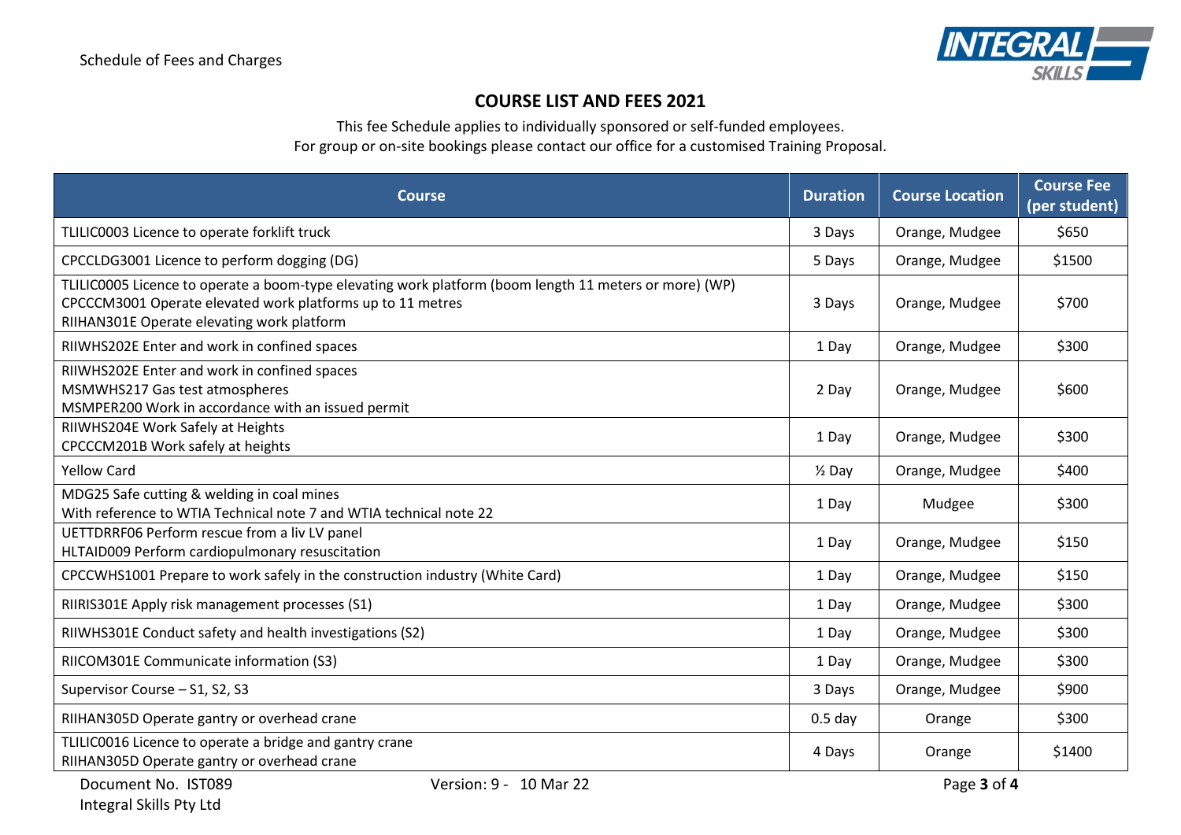## COURSE LIST AND FEES 2021

This fee Schedule applies to individually sponsored or self-funded employees.
For group or on-site bookings please contact our office for a customised Training Proposal.

| Course | Duration | Course Location | Course Fee (per student) |
|---|---|---|---|
| TLILIC0003 Licence to operate forklift truck | 3 Days | Orange, Mudgee | $650 |
| CPCCLDG3001 Licence to perform dogging (DG) | 5 Days | Orange, Mudgee | $1500 |
| TLILIC0005 Licence to operate a boom-type elevating work platform (boom length 11 meters or more) (WP)<br>CPCCCM3001 Operate elevated work platforms up to 11 metres<br>RIIHAN301E Operate elevating work platform | 3 Days | Orange, Mudgee | $700 |
| RIIWHS202E Enter and work in confined spaces | 1 Day | Orange, Mudgee | $300 |
| RIIWHS202E Enter and work in confined spaces<br>MSMWHS217 Gas test atmospheres<br>MSMPER200 Work in accordance with an issued permit | 2 Day | Orange, Mudgee | $600 |
| RIIWHS204E Work Safely at Heights<br>CPCCCM201B Work safely at heights | 1 Day | Orange, Mudgee | $300 |
| Yellow Card | ½ Day | Orange, Mudgee | $400 |
| MDG25 Safe cutting & welding in coal mines<br>With reference to WTIA Technical note 7 and WTIA technical note 22 | 1 Day | Mudgee | $300 |
| UETTDRRF06 Perform rescue from a liv LV panel<br>HLTAID009 Perform cardiopulmonary resuscitation | 1 Day | Orange, Mudgee | $150 |
| CPCCWHS1001 Prepare to work safely in the construction industry (White Card) | 1 Day | Orange, Mudgee | $150 |
| RIIRIS301E Apply risk management processes (S1) | 1 Day | Orange, Mudgee | $300 |
| RIIWHS301E Conduct safety and health investigations (S2) | 1 Day | Orange, Mudgee | $300 |
| RIICOM301E Communicate information (S3) | 1 Day | Orange, Mudgee | $300 |
| Supervisor Course – S1, S2, S3 | 3 Days | Orange, Mudgee | $900 |
| RIIHAN305D Operate gantry or overhead crane | 0.5 day | Orange | $300 |
| TLILIC0016 Licence to operate a bridge and gantry crane<br>RIIHAN305D Operate gantry or overhead crane | 4 Days | Orange | $1400 |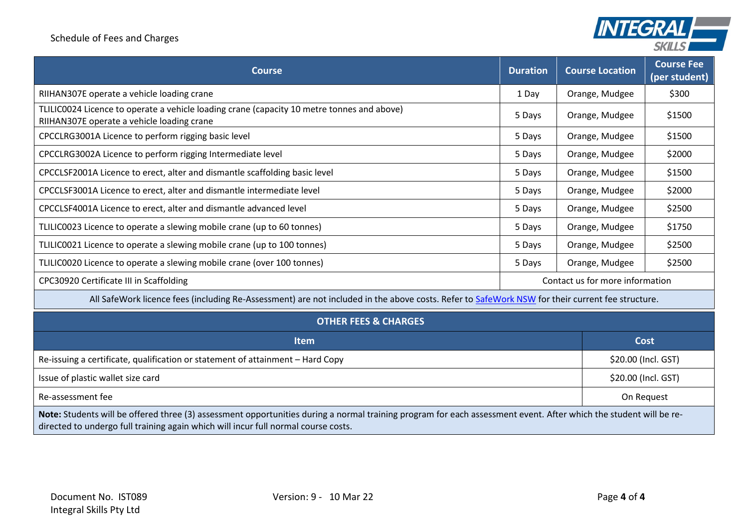| Course | Duration | Course Location | Course Fee (per student) |
|---|---|---|---|
| RIIHAN307E operate a vehicle loading crane | 1 Day | Orange, Mudgee | $300 |
| TLILIC0024 Licence to operate a vehicle loading crane (capacity 10 metre tonnes and above) RIIHAN307E operate a vehicle loading crane | 5 Days | Orange, Mudgee | $1500 |
| CPCCLRG3001A Licence to perform rigging basic level | 5 Days | Orange, Mudgee | $1500 |
| CPCCLRG3002A Licence to perform rigging Intermediate level | 5 Days | Orange, Mudgee | $2000 |
| CPCCLSF2001A Licence to erect, alter and dismantle scaffolding basic level | 5 Days | Orange, Mudgee | $1500 |
| CPCCLSF3001A Licence to erect, alter and dismantle intermediate level | 5 Days | Orange, Mudgee | $2000 |
| CPCCLSF4001A Licence to erect, alter and dismantle advanced level | 5 Days | Orange, Mudgee | $2500 |
| TLILIC0023 Licence to operate a slewing mobile crane (up to 60 tonnes) | 5 Days | Orange, Mudgee | $1750 |
| TLILIC0021 Licence to operate a slewing mobile crane (up to 100 tonnes) | 5 Days | Orange, Mudgee | $2500 |
| TLILIC0020 Licence to operate a slewing mobile crane (over 100 tonnes) | 5 Days | Orange, Mudgee | $2500 |
| CPC30920 Certificate III in Scaffolding | Contact us for more information | | |

All SafeWork licence fees (including Re-Assessment) are not included in the above costs. Refer to SafeWork NSW for their current fee structure.

## OTHER FEES & CHARGES

| Item | Cost |
|---|---|
| Re-issuing a certificate, qualification or statement of attainment – Hard Copy | $20.00 (Incl. GST) |
| Issue of plastic wallet size card | $20.00 (Incl. GST) |
| Re-assessment fee | On Request |

**Note:** Students will be offered three (3) assessment opportunities during a normal training program for each assessment event. After which the student will be re-directed to undergo full training again which will incur full normal course costs.